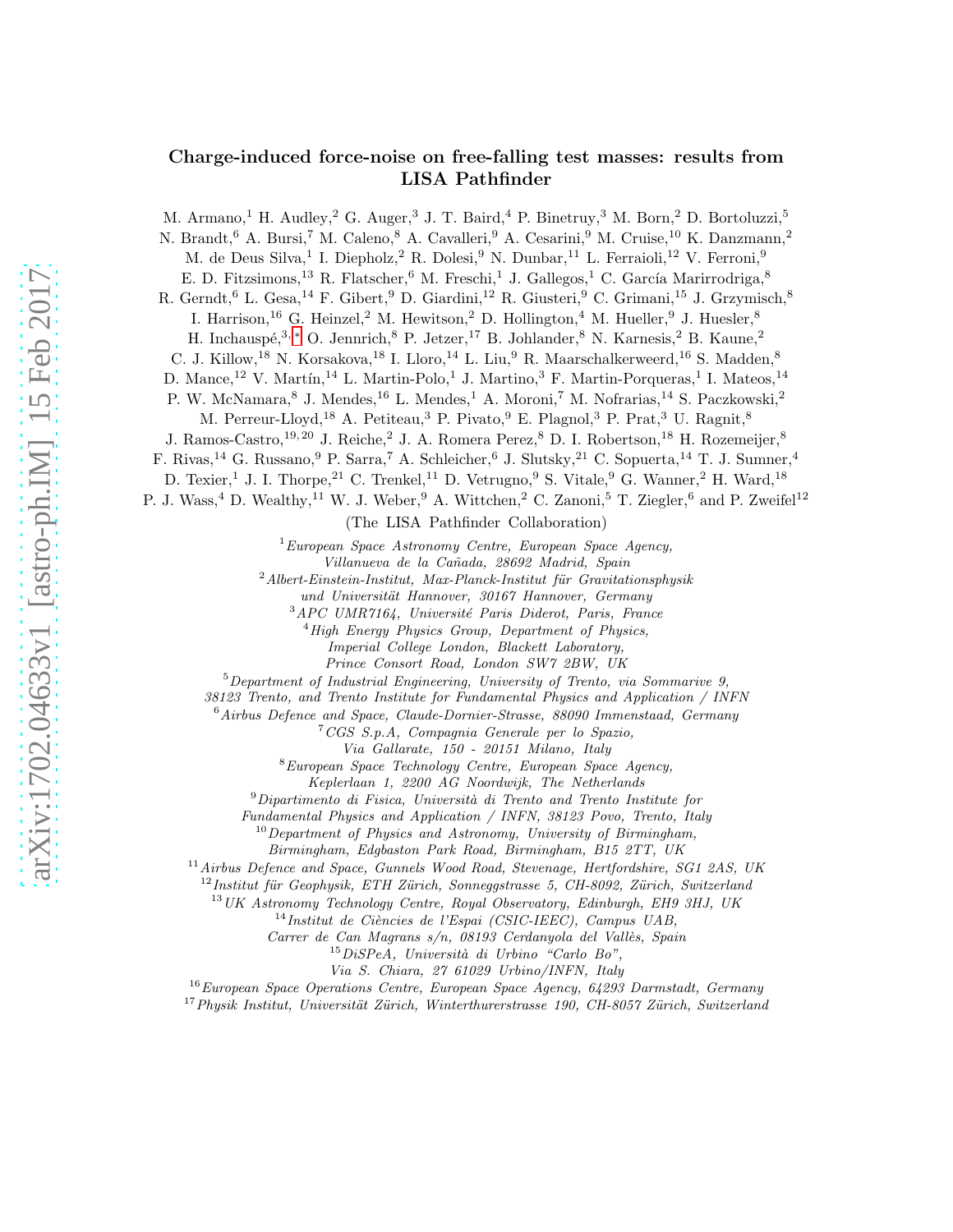# Charge-induced force-noise on free-falling test masses: results from LISA Pathfinder

M. Armano,[1] H. Audley,[2] G. Auger,[3] J. T. Baird,[4] P. Binetruy,[3] M. Born,[2] D. Bortoluzzi,[5] N. Brandt,[6] A. Bursi,[7] M. Caleno,[8] A. Cavalleri,[9] A. Cesarini,[9] M. Cruise,[10] K. Danzmann,[2] M. de Deus Silva,[1] I. Diepholz,[2] R. Dolesi,[9] N. Dunbar,[11] L. Ferraioli,[12] V. Ferroni,[9] E. D. Fitzsimons,[13] R. Flatscher,[6] M. Freschi,[1] J. Gallegos,[1] C. García Marirrodriga,[8] R. Gerndt,[6] L. Gesa,[14] F. Gibert,[9] D. Giardini,[12] R. Giusteri,[9] C. Grimani,[15] J. Grzymisch,[8] I. Harrison,[16] G. Heinzel,[2] M. Hewitson,[2] D. Hollington,[4] M. Hueller,[9] J. Huesler,[8] H. Inchauspé,[3,*] O. Jennrich,[8] P. Jetzer,[17] B. Johlander,[8] N. Karnesis,[2] B. Kaune,[2] C. J. Killow,[18] N. Korsakova,[18] I. Lloro,[14] L. Liu,[9] R. Maarschalkerweerd,[16] S. Madden,[8] D. Mance,[12] V. Martín,[14] L. Martin-Polo,[1] J. Martino,[3] F. Martin-Porqueras,[1] I. Mateos,[14] P. W. McNamara,[8] J. Mendes,[16] L. Mendes,[1] A. Moroni,[7] M. Nofrarias,[14] S. Paczkowski,[2] M. Perreur-Lloyd,[18] A. Petiteau,[3] P. Pivato,[9] E. Plagnol,[3] P. Prat,[3] U. Ragnit,[8] J. Ramos-Castro,[19,20] J. Reiche,[2] J. A. Romera Perez,[8] D. I. Robertson,[18] H. Rozemeijer,[8] F. Rivas,[14] G. Russano,[9] P. Sarra,[7] A. Schleicher,[6] J. Slutsky,[21] C. Sopuerta,[14] T. J. Sumner,[4] D. Texier,[1] J. I. Thorpe,[21] C. Trenkel,[11] D. Vetrugno,[9] S. Vitale,[9] G. Wanner,[2] H. Ward,[18] P. J. Wass,[4] D. Wealthy,[11] W. J. Weber,[9] A. Wittchen,[2] C. Zanoni,[5] T. Ziegler,[6] and P. Zweifel[12]

(The LISA Pathfinder Collaboration)

[1] *European Space Astronomy Centre, European Space Agency, Villanueva de la Cañada, 28692 Madrid, Spain*
[2] *Albert-Einstein-Institut, Max-Planck-Institut für Gravitationsphysik und Universität Hannover, 30167 Hannover, Germany*
[3] *APC UMR7164, Université Paris Diderot, Paris, France*
[4] *High Energy Physics Group, Department of Physics, Imperial College London, Blackett Laboratory, Prince Consort Road, London SW7 2BW, UK*
[5] *Department of Industrial Engineering, University of Trento, via Sommarive 9, 38123 Trento, and Trento Institute for Fundamental Physics and Application / INFN*
[6] *Airbus Defence and Space, Claude-Dornier-Strasse, 88090 Immenstaad, Germany*
[7] *CGS S.p.A, Compagnia Generale per lo Spazio, Via Gallarate, 150 - 20151 Milano, Italy*
[8] *European Space Technology Centre, European Space Agency, Keplerlaan 1, 2200 AG Noordwijk, The Netherlands*
[9] *Dipartimento di Fisica, Università di Trento and Trento Institute for Fundamental Physics and Application / INFN, 38123 Povo, Trento, Italy*
[10] *Department of Physics and Astronomy, University of Birmingham, Birmingham, Edgbaston Park Road, Birmingham, B15 2TT, UK*
[11] *Airbus Defence and Space, Gunnels Wood Road, Stevenage, Hertfordshire, SG1 2AS, UK*
[12] *Institut für Geophysik, ETH Zürich, Sonneggstrasse 5, CH-8092, Zürich, Switzerland*
[13] *UK Astronomy Technology Centre, Royal Observatory, Edinburgh, EH9 3HJ, UK*
[14] *Institut de Ciències de l'Espai (CSIC-IEEC), Campus UAB, Carrer de Can Magrans s/n, 08193 Cerdanyola del Vallès, Spain*
[15] *DiSPeA, Università di Urbino "Carlo Bo", Via S. Chiara, 27 61029 Urbino/INFN, Italy*
[16] *European Space Operations Centre, European Space Agency, 64293 Darmstadt, Germany*
[17] *Physik Institut, Universität Zürich, Winterthurerstrasse 190, CH-8057 Zürich, Switzerland*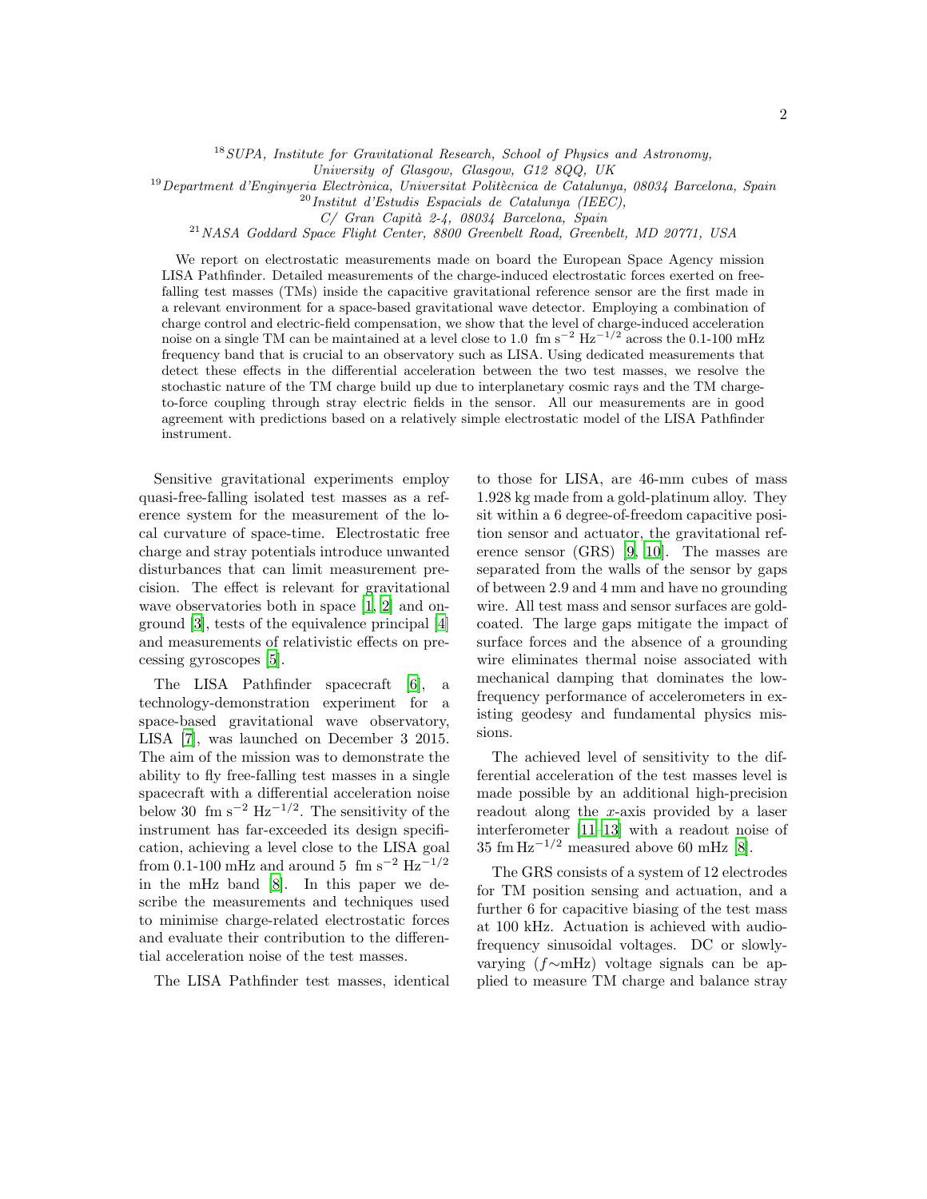[18] *SUPA, Institute for Gravitational Research, School of Physics and Astronomy, University of Glasgow, Glasgow, G12 8QQ, UK*
[19] *Department d'Enginyeria Electrònica, Universitat Politècnica de Catalunya, 08034 Barcelona, Spain*
[20] *Institut d'Estudis Espacials de Catalunya (IEEC), C/ Gran Capità 2-4, 08034 Barcelona, Spain*
[21] *NASA Goddard Space Flight Center, 8800 Greenbelt Road, Greenbelt, MD 20771, USA*

We report on electrostatic measurements made on board the European Space Agency mission LISA Pathfinder. Detailed measurements of the charge-induced electrostatic forces exerted on free-falling test masses (TMs) inside the capacitive gravitational reference sensor are the first made in a relevant environment for a space-based gravitational wave detector. Employing a combination of charge control and electric-field compensation, we show that the level of charge-induced acceleration noise on a single TM can be maintained at a level close to 1.0 $\text{fm s}^{-2}\ \text{Hz}^{-1/2}$ across the 0.1-100 mHz frequency band that is crucial to an observatory such as LISA. Using dedicated measurements that detect these effects in the differential acceleration between the two test masses, we resolve the stochastic nature of the TM charge build up due to interplanetary cosmic rays and the TM charge-to-force coupling through stray electric fields in the sensor. All our measurements are in good agreement with predictions based on a relatively simple electrostatic model of the LISA Pathfinder instrument.

Sensitive gravitational experiments employ quasi-free-falling isolated test masses as a reference system for the measurement of the local curvature of space-time. Electrostatic free charge and stray potentials introduce unwanted disturbances that can limit measurement precision. The effect is relevant for gravitational wave observatories both in space [1, 2] and on-ground [3], tests of the equivalence principal [4] and measurements of relativistic effects on precessing gyroscopes [5].

The LISA Pathfinder spacecraft [6], a technology-demonstration experiment for a space-based gravitational wave observatory, LISA [7], was launched on December 3 2015. The aim of the mission was to demonstrate the ability to fly free-falling test masses in a single spacecraft with a differential acceleration noise below 30 $\text{fm s}^{-2}\ \text{Hz}^{-1/2}$. The sensitivity of the instrument has far-exceeded its design specification, achieving a level close to the LISA goal from 0.1-100 mHz and around 5 $\text{fm s}^{-2}\ \text{Hz}^{-1/2}$ in the mHz band [8]. In this paper we describe the measurements and techniques used to minimise charge-related electrostatic forces and evaluate their contribution to the differential acceleration noise of the test masses.

The LISA Pathfinder test masses, identical to those for LISA, are 46-mm cubes of mass 1.928 kg made from a gold-platinum alloy. They sit within a 6 degree-of-freedom capacitive position sensor and actuator, the gravitational reference sensor (GRS) [9, 10]. The masses are separated from the walls of the sensor by gaps of between 2.9 and 4 mm and have no grounding wire. All test mass and sensor surfaces are gold-coated. The large gaps mitigate the impact of surface forces and the absence of a grounding wire eliminates thermal noise associated with mechanical damping that dominates the low-frequency performance of accelerometers in existing geodesy and fundamental physics missions.

The achieved level of sensitivity to the differential acceleration of the test masses level is made possible by an additional high-precision readout along the $x$-axis provided by a laser interferometer [11–13] with a readout noise of 35 $\text{fm}\,\text{Hz}^{-1/2}$ measured above 60 mHz [8].

The GRS consists of a system of 12 electrodes for TM position sensing and actuation, and a further 6 for capacitive biasing of the test mass at 100 kHz. Actuation is achieved with audio-frequency sinusoidal voltages. DC or slowly-varying ($f\sim$mHz) voltage signals can be applied to measure TM charge and balance stray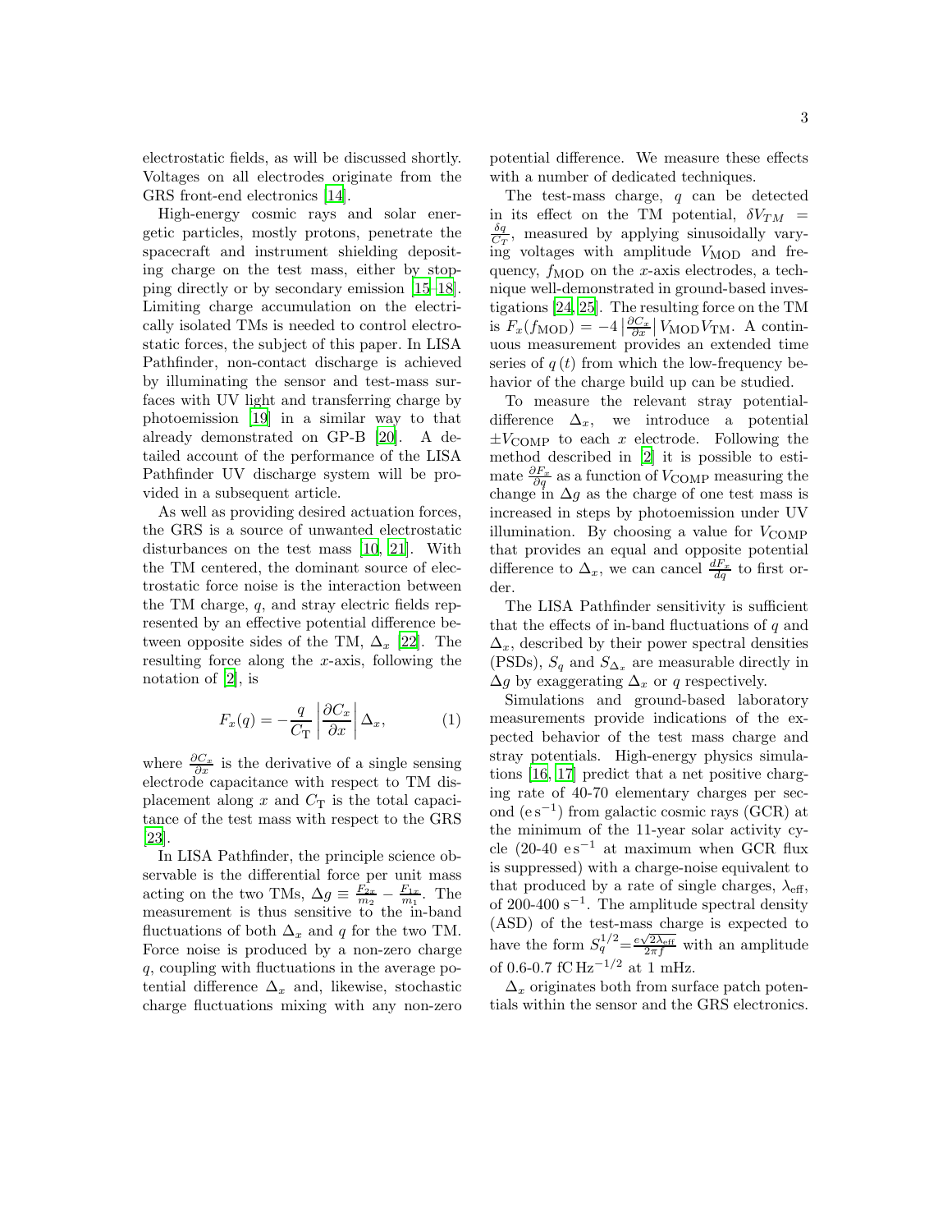electrostatic fields, as will be discussed shortly. Voltages on all electrodes originate from the GRS front-end electronics [14].

High-energy cosmic rays and solar energetic particles, mostly protons, penetrate the spacecraft and instrument shielding depositing charge on the test mass, either by stopping directly or by secondary emission [15–18]. Limiting charge accumulation on the electrically isolated TMs is needed to control electrostatic forces, the subject of this paper. In LISA Pathfinder, non-contact discharge is achieved by illuminating the sensor and test-mass surfaces with UV light and transferring charge by photoemission [19] in a similar way to that already demonstrated on GP-B [20]. A detailed account of the performance of the LISA Pathfinder UV discharge system will be provided in a subsequent article.

As well as providing desired actuation forces, the GRS is a source of unwanted electrostatic disturbances on the test mass [10, 21]. With the TM centered, the dominant source of electrostatic force noise is the interaction between the TM charge, $q$, and stray electric fields represented by an effective potential difference between opposite sides of the TM, $\Delta_x$ [22]. The resulting force along the $x$-axis, following the notation of [2], is

$$F_x(q) = -\frac{q}{C_\mathrm{T}} \left| \frac{\partial C_x}{\partial x} \right| \Delta_x, \tag{1}$$

where $\frac{\partial C_x}{\partial x}$ is the derivative of a single sensing electrode capacitance with respect to TM displacement along $x$ and $C_\mathrm{T}$ is the total capacitance of the test mass with respect to the GRS [23].

In LISA Pathfinder, the principle science observable is the differential force per unit mass acting on the two TMs, $\Delta g \equiv \frac{F_{2x}}{m_2} - \frac{F_{1x}}{m_1}$. The measurement is thus sensitive to the in-band fluctuations of both $\Delta_x$ and $q$ for the two TM. Force noise is produced by a non-zero charge $q$, coupling with fluctuations in the average potential difference $\Delta_x$ and, likewise, stochastic charge fluctuations mixing with any non-zero potential difference. We measure these effects with a number of dedicated techniques.

The test-mass charge, $q$ can be detected in its effect on the TM potential, $\delta V_{TM} = \frac{\delta q}{C_T}$, measured by applying sinusoidally varying voltages with amplitude $V_\mathrm{MOD}$ and frequency, $f_\mathrm{MOD}$ on the $x$-axis electrodes, a technique well-demonstrated in ground-based investigations [24, 25]. The resulting force on the TM is $F_x(f_\mathrm{MOD}) = -4 \left| \frac{\partial C_x}{\partial x} \right| V_\mathrm{MOD} V_\mathrm{TM}$. A continuous measurement provides an extended time series of $q\,(t)$ from which the low-frequency behavior of the charge build up can be studied.

To measure the relevant stray potential-difference $\Delta_x$, we introduce a potential $\pm V_\mathrm{COMP}$ to each $x$ electrode. Following the method described in [2] it is possible to estimate $\frac{\partial F_x}{\partial q}$ as a function of $V_\mathrm{COMP}$ measuring the change in $\Delta g$ as the charge of one test mass is increased in steps by photoemission under UV illumination. By choosing a value for $V_\mathrm{COMP}$ that provides an equal and opposite potential difference to $\Delta_x$, we can cancel $\frac{dF_x}{dq}$ to first order.

The LISA Pathfinder sensitivity is sufficient that the effects of in-band fluctuations of $q$ and $\Delta_x$, described by their power spectral densities (PSDs), $S_q$ and $S_{\Delta_x}$ are measurable directly in $\Delta g$ by exaggerating $\Delta_x$ or $q$ respectively.

Simulations and ground-based laboratory measurements provide indications of the expected behavior of the test mass charge and stray potentials. High-energy physics simulations [16, 17] predict that a net positive charging rate of 40-70 elementary charges per second ($\mathrm{e\,s^{-1}}$) from galactic cosmic rays (GCR) at the minimum of the 11-year solar activity cycle (20-40 $\mathrm{e\,s^{-1}}$ at maximum when GCR flux is suppressed) with a charge-noise equivalent to that produced by a rate of single charges, $\lambda_\mathrm{eff}$, of 200-400 $\mathrm{s^{-1}}$. The amplitude spectral density (ASD) of the test-mass charge is expected to have the form $S_q^{1/2} = \frac{e\sqrt{2\lambda_\mathrm{eff}}}{2\pi f}$ with an amplitude of 0.6-0.7 $\mathrm{fC\,Hz^{-1/2}}$ at 1 mHz.

$\Delta_x$ originates both from surface patch potentials within the sensor and the GRS electronics.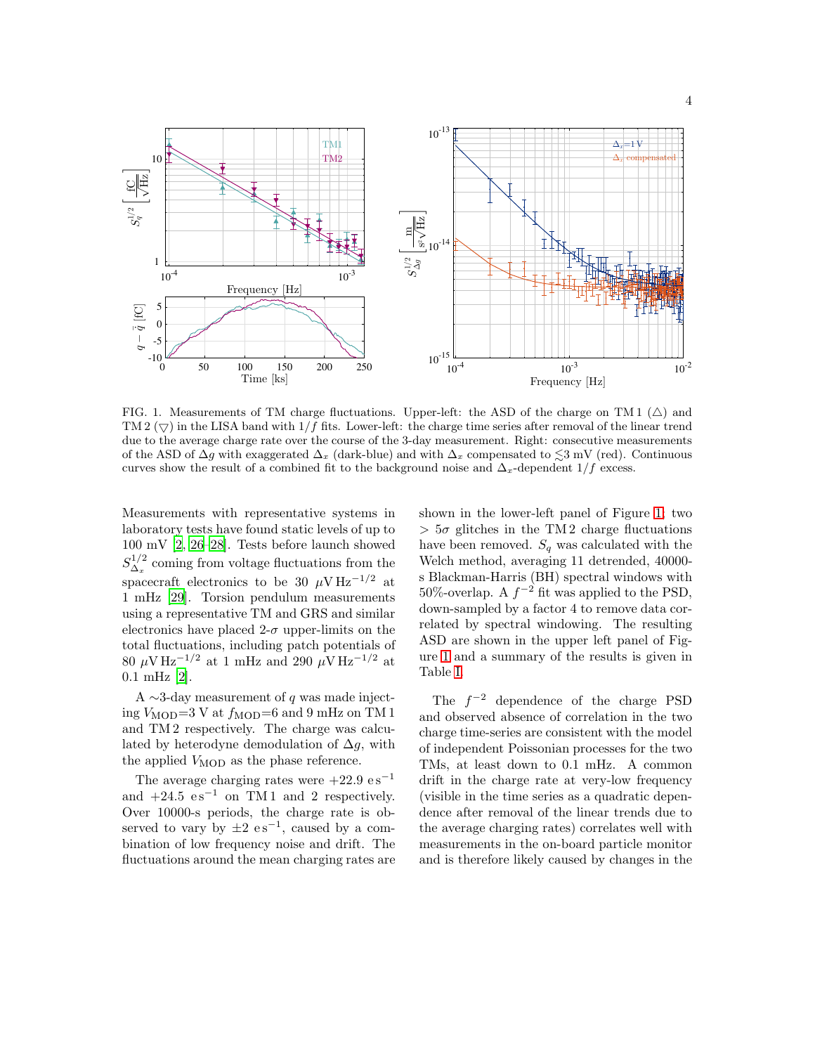FIG. 1. Measurements of TM charge fluctuations. Upper-left: the ASD of the charge on TM 1 (△) and TM 2 (▽) in the LISA band with $1/f$ fits. Lower-left: the charge time series after removal of the linear trend due to the average charge rate over the course of the 3-day measurement. Right: consecutive measurements of the ASD of $\Delta g$ with exaggerated $\Delta_x$ (dark-blue) and with $\Delta_x$ compensated to $\lesssim$3 mV (red). Continuous curves show the result of a combined fit to the background noise and $\Delta_x$-dependent $1/f$ excess.

Measurements with representative systems in laboratory tests have found static levels of up to 100 mV [2, 26–28]. Tests before launch showed $S^{1/2}_{\Delta_x}$ coming from voltage fluctuations from the spacecraft electronics to be 30 $\mu$V Hz$^{-1/2}$ at 1 mHz [29]. Torsion pendulum measurements using a representative TM and GRS and similar electronics have placed 2-$\sigma$ upper-limits on the total fluctuations, including patch potentials of 80 $\mu$V Hz$^{-1/2}$ at 1 mHz and 290 $\mu$V Hz$^{-1/2}$ at 0.1 mHz [2].

A ~3-day measurement of $q$ was made injecting $V_{\mathrm{MOD}}$=3 V at $f_{\mathrm{MOD}}$=6 and 9 mHz on TM 1 and TM 2 respectively. The charge was calculated by heterodyne demodulation of $\Delta g$, with the applied $V_{\mathrm{MOD}}$ as the phase reference.

The average charging rates were +22.9 e s$^{-1}$ and +24.5 e s$^{-1}$ on TM 1 and 2 respectively. Over 10000-s periods, the charge rate is observed to vary by $\pm$2 e s$^{-1}$, caused by a combination of low frequency noise and drift. The fluctuations around the mean charging rates are shown in the lower-left panel of Figure 1, two $> 5\sigma$ glitches in the TM 2 charge fluctuations have been removed. $S_q$ was calculated with the Welch method, averaging 11 detrended, 40000-s Blackman-Harris (BH) spectral windows with 50%-overlap. A $f^{-2}$ fit was applied to the PSD, down-sampled by a factor 4 to remove data correlated by spectral windowing. The resulting ASD are shown in the upper left panel of Figure 1 and a summary of the results is given in Table I.

The $f^{-2}$ dependence of the charge PSD and observed absence of correlation in the two charge time-series are consistent with the model of independent Poissonian processes for the two TMs, at least down to 0.1 mHz. A common drift in the charge rate at very-low frequency (visible in the time series as a quadratic dependence after removal of the linear trends due to the average charging rates) correlates well with measurements in the on-board particle monitor and is therefore likely caused by changes in the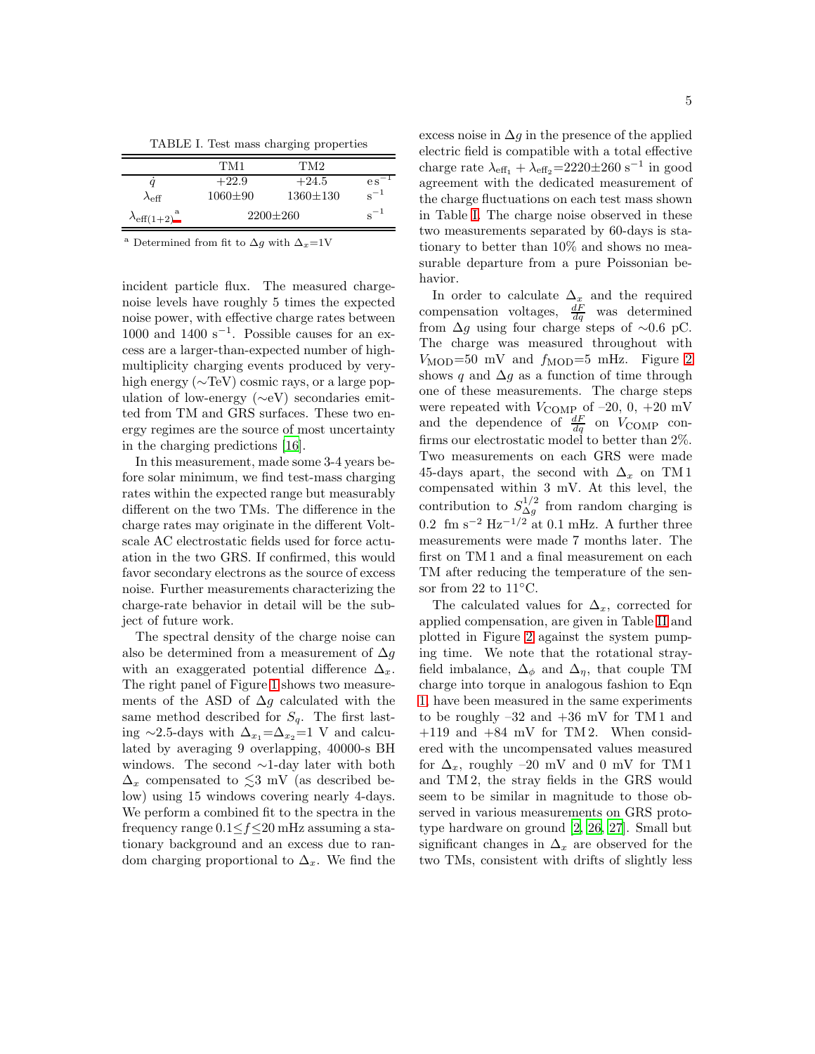TABLE I. Test mass charging properties

| | TM1 | TM2 | |
|---|---|---|---|
| $\dot{q}$ | +22.9 | +24.5 | e s$^{-1}$ |
| $\lambda_{\text{eff}}$ | 1060±90 | 1360±130 | s$^{-1}$ |
| $\lambda_{\text{eff}(1+2)}$ [a] | 2200±260 | | s$^{-1}$ |

[a] Determined from fit to $\Delta g$ with $\Delta_x$=1V

incident particle flux. The measured charge-noise levels have roughly 5 times the expected noise power, with effective charge rates between 1000 and 1400 s$^{-1}$. Possible causes for an excess are a larger-than-expected number of high-multiplicity charging events produced by very-high energy (∼TeV) cosmic rays, or a large population of low-energy (∼eV) secondaries emitted from TM and GRS surfaces. These two energy regimes are the source of most uncertainty in the charging predictions [16].

In this measurement, made some 3-4 years before solar minimum, we find test-mass charging rates within the expected range but measurably different on the two TMs. The difference in the charge rates may originate in the different Volt-scale AC electrostatic fields used for force actuation in the two GRS. If confirmed, this would favor secondary electrons as the source of excess noise. Further measurements characterizing the charge-rate behavior in detail will be the subject of future work.

The spectral density of the charge noise can also be determined from a measurement of $\Delta g$ with an exaggerated potential difference $\Delta_x$. The right panel of Figure 1 shows two measurements of the ASD of $\Delta g$ calculated with the same method described for $S_q$. The first lasting ∼2.5-days with $\Delta_{x_1}$=$\Delta_{x_2}$=1 V and calculated by averaging 9 overlapping, 40000-s BH windows. The second ∼1-day later with both $\Delta_x$ compensated to $\lesssim$3 mV (as described below) using 15 windows covering nearly 4-days. We perform a combined fit to the spectra in the frequency range 0.1≤$f$≤20 mHz assuming a stationary background and an excess due to random charging proportional to $\Delta_x$. We find the excess noise in $\Delta g$ in the presence of the applied electric field is compatible with a total effective charge rate $\lambda_{\text{eff}_1} + \lambda_{\text{eff}_2}$=2220±260 s$^{-1}$ in good agreement with the dedicated measurement of the charge fluctuations on each test mass shown in Table I. The charge noise observed in these two measurements separated by 60-days is stationary to better than 10% and shows no measurable departure from a pure Poissonian behavior.

In order to calculate $\Delta_x$ and the required compensation voltages, $\frac{dF}{dq}$ was determined from $\Delta g$ using four charge steps of ∼0.6 pC. The charge was measured throughout with $V_{\text{MOD}}$=50 mV and $f_{\text{MOD}}$=5 mHz. Figure 2 shows $q$ and $\Delta g$ as a function of time through one of these measurements. The charge steps were repeated with $V_{\text{COMP}}$ of –20, 0, +20 mV and the dependence of $\frac{dF}{dq}$ on $V_{\text{COMP}}$ confirms our electrostatic model to better than 2%. Two measurements on each GRS were made 45-days apart, the second with $\Delta_x$ on TM 1 compensated within 3 mV. At this level, the contribution to $S_{\Delta g}^{1/2}$ from random charging is 0.2 fm s$^{-2}$ Hz$^{-1/2}$ at 0.1 mHz. A further three measurements were made 7 months later. The first on TM 1 and a final measurement on each TM after reducing the temperature of the sensor from 22 to 11°C.

The calculated values for $\Delta_x$, corrected for applied compensation, are given in Table II and plotted in Figure 2 against the system pumping time. We note that the rotational stray-field imbalance, $\Delta_\phi$ and $\Delta_\eta$, that couple TM charge into torque in analogous fashion to Eqn 1, have been measured in the same experiments to be roughly –32 and +36 mV for TM 1 and +119 and +84 mV for TM 2. When considered with the uncompensated values measured for $\Delta_x$, roughly –20 mV and 0 mV for TM 1 and TM 2, the stray fields in the GRS would seem to be similar in magnitude to those observed in various measurements on GRS prototype hardware on ground [2, 26, 27]. Small but significant changes in $\Delta_x$ are observed for the two TMs, consistent with drifts of slightly less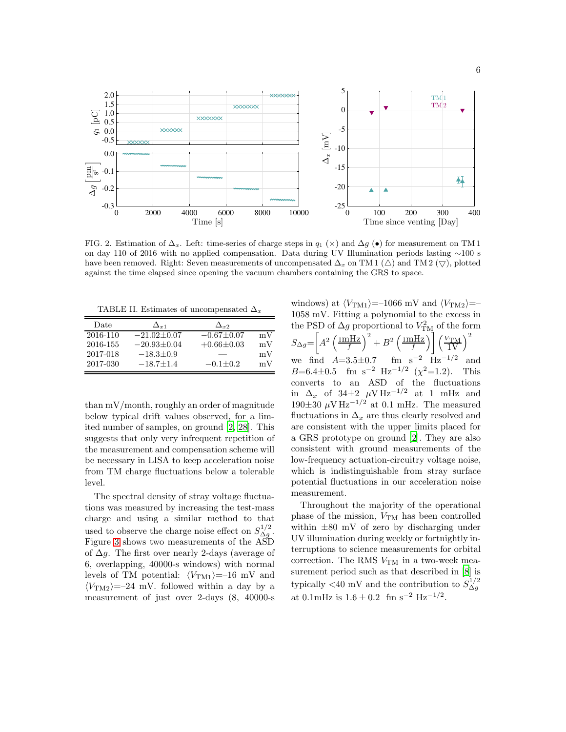FIG. 2. Estimation of $\Delta_x$. Left: time-series of charge steps in $q_1$ ($\times$) and $\Delta g$ ($\bullet$) for measurement on TM 1 on day 110 of 2016 with no applied compensation. Data during UV Illumination periods lasting ~100 s have been removed. Right: Seven measurements of uncompensated $\Delta_x$ on TM 1 ($\triangle$) and TM 2 ($\nabla$), plotted against the time elapsed since opening the vacuum chambers containing the GRS to space.

TABLE II. Estimates of uncompensated $\Delta_x$

| Date | $\Delta_{x1}$ | $\Delta_{x2}$ | |
|---|---|---|---|
| 2016-110 | $-21.02\pm0.07$ | $-0.67\pm0.07$ | mV |
| 2016-155 | $-20.93\pm0.04$ | $+0.66\pm0.03$ | mV |
| 2017-018 | $-18.3\pm0.9$ | — | mV |
| 2017-030 | $-18.7\pm1.4$ | $-0.1\pm0.2$ | mV |

than mV/month, roughly an order of magnitude below typical drift values observed, for a limited number of samples, on ground [2, 28]. This suggests that only very infrequent repetition of the measurement and compensation scheme will be necessary in LISA to keep acceleration noise from TM charge fluctuations below a tolerable level.

The spectral density of stray voltage fluctuations was measured by increasing the test-mass charge and using a similar method to that used to observe the charge noise effect on $S_{\Delta g}^{1/2}$. Figure 3 shows two measurements of the ASD of $\Delta g$. The first over nearly 2-days (average of 6, overlapping, 40000-s windows) with normal levels of TM potential: $\langle V_{\rm TM1}\rangle$=–16 mV and $\langle V_{\rm TM2}\rangle$=–24 mV. followed within a day by a measurement of just over 2-days (8, 40000-s windows) at $\langle V_{\rm TM1}\rangle$=–1066 mV and $\langle V_{\rm TM2}\rangle$=–1058 mV. Fitting a polynomial to the excess in the PSD of $\Delta g$ proportional to $V_{\rm TM}^2$ of the form

$$S_{\Delta g}=\left[A^2\left(\frac{1\mathrm{mHz}}{f}\right)^2+B^2\left(\frac{1\mathrm{mHz}}{f}\right)\right]\left(\frac{V_{\rm TM}}{1\mathrm{V}}\right)^2$$

we find $A$=3.5±0.7 fm s$^{-2}$ Hz$^{-1/2}$ and $B$=6.4±0.5 fm s$^{-2}$ Hz$^{-1/2}$ ($\chi^2$=1.2). This converts to an ASD of the fluctuations in $\Delta_x$ of 34±2 $\mu$V Hz$^{-1/2}$ at 1 mHz and 190±30 $\mu$V Hz$^{-1/2}$ at 0.1 mHz. The measured fluctuations in $\Delta_x$ are thus clearly resolved and are consistent with the upper limits placed for a GRS prototype on ground [2]. They are also consistent with ground measurements of the low-frequency actuation-circuitry voltage noise, which is indistinguishable from stray surface potential fluctuations in our acceleration noise measurement.

Throughout the majority of the operational phase of the mission, $V_{\rm TM}$ has been controlled within ±80 mV of zero by discharging under UV illumination during weekly or fortnightly interruptions to science measurements for orbital correction. The RMS $V_{\rm TM}$ in a two-week measurement period such as that described in [8] is typically <40 mV and the contribution to $S_{\Delta g}^{1/2}$ at 0.1mHz is $1.6 \pm 0.2$ fm s$^{-2}$ Hz$^{-1/2}$.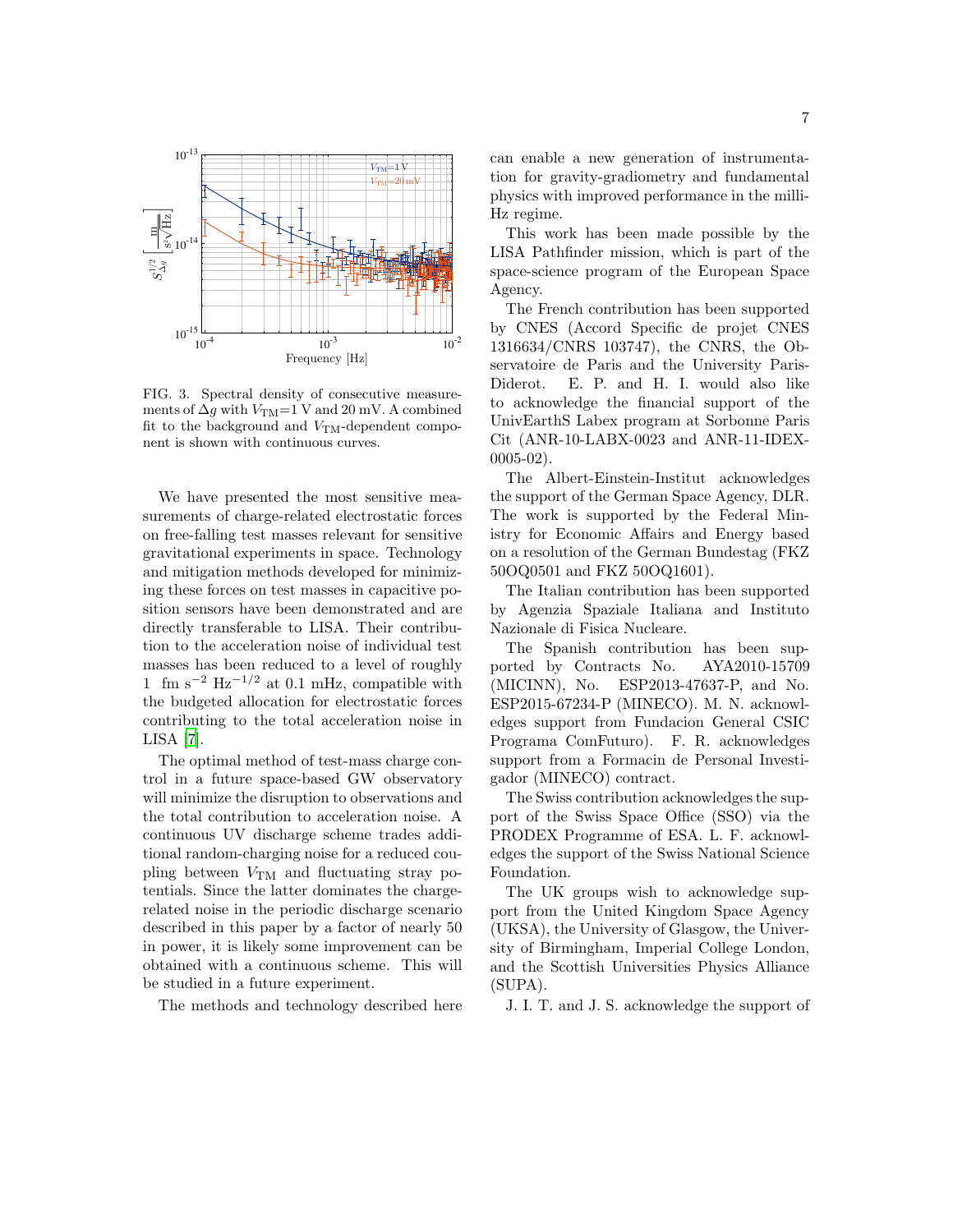FIG. 3. Spectral density of consecutive measurements of $\Delta g$ with $V_{\mathrm{TM}}$=1 V and 20 mV. A combined fit to the background and $V_{\mathrm{TM}}$-dependent component is shown with continuous curves.

We have presented the most sensitive measurements of charge-related electrostatic forces on free-falling test masses relevant for sensitive gravitational experiments in space. Technology and mitigation methods developed for minimizing these forces on test masses in capacitive position sensors have been demonstrated and are directly transferable to LISA. Their contribution to the acceleration noise of individual test masses has been reduced to a level of roughly 1 fm s$^{-2}$ Hz$^{-1/2}$ at 0.1 mHz, compatible with the budgeted allocation for electrostatic forces contributing to the total acceleration noise in LISA [7].

The optimal method of test-mass charge control in a future space-based GW observatory will minimize the disruption to observations and the total contribution to acceleration noise. A continuous UV discharge scheme trades additional random-charging noise for a reduced coupling between $V_{\mathrm{TM}}$ and fluctuating stray potentials. Since the latter dominates the charge-related noise in the periodic discharge scenario described in this paper by a factor of nearly 50 in power, it is likely some improvement can be obtained with a continuous scheme. This will be studied in a future experiment.

The methods and technology described here can enable a new generation of instrumentation for gravity-gradiometry and fundamental physics with improved performance in the milli-Hz regime.

This work has been made possible by the LISA Pathfinder mission, which is part of the space-science program of the European Space Agency.

The French contribution has been supported by CNES (Accord Specific de projet CNES 1316634/CNRS 103747), the CNRS, the Observatoire de Paris and the University Paris-Diderot. E. P. and H. I. would also like to acknowledge the financial support of the UnivEarthS Labex program at Sorbonne Paris Cit (ANR-10-LABX-0023 and ANR-11-IDEX-0005-02).

The Albert-Einstein-Institut acknowledges the support of the German Space Agency, DLR. The work is supported by the Federal Ministry for Economic Affairs and Energy based on a resolution of the German Bundestag (FKZ 50OQ0501 and FKZ 50OQ1601).

The Italian contribution has been supported by Agenzia Spaziale Italiana and Instituto Nazionale di Fisica Nucleare.

The Spanish contribution has been supported by Contracts No. AYA2010-15709 (MICINN), No. ESP2013-47637-P, and No. ESP2015-67234-P (MINECO). M. N. acknowledges support from Fundacion General CSIC Programa ComFuturo). F. R. acknowledges support from a Formacin de Personal Investigador (MINECO) contract.

The Swiss contribution acknowledges the support of the Swiss Space Office (SSO) via the PRODEX Programme of ESA. L. F. acknowledges the support of the Swiss National Science Foundation.

The UK groups wish to acknowledge support from the United Kingdom Space Agency (UKSA), the University of Glasgow, the University of Birmingham, Imperial College London, and the Scottish Universities Physics Alliance (SUPA).

J. I. T. and J. S. acknowledge the support of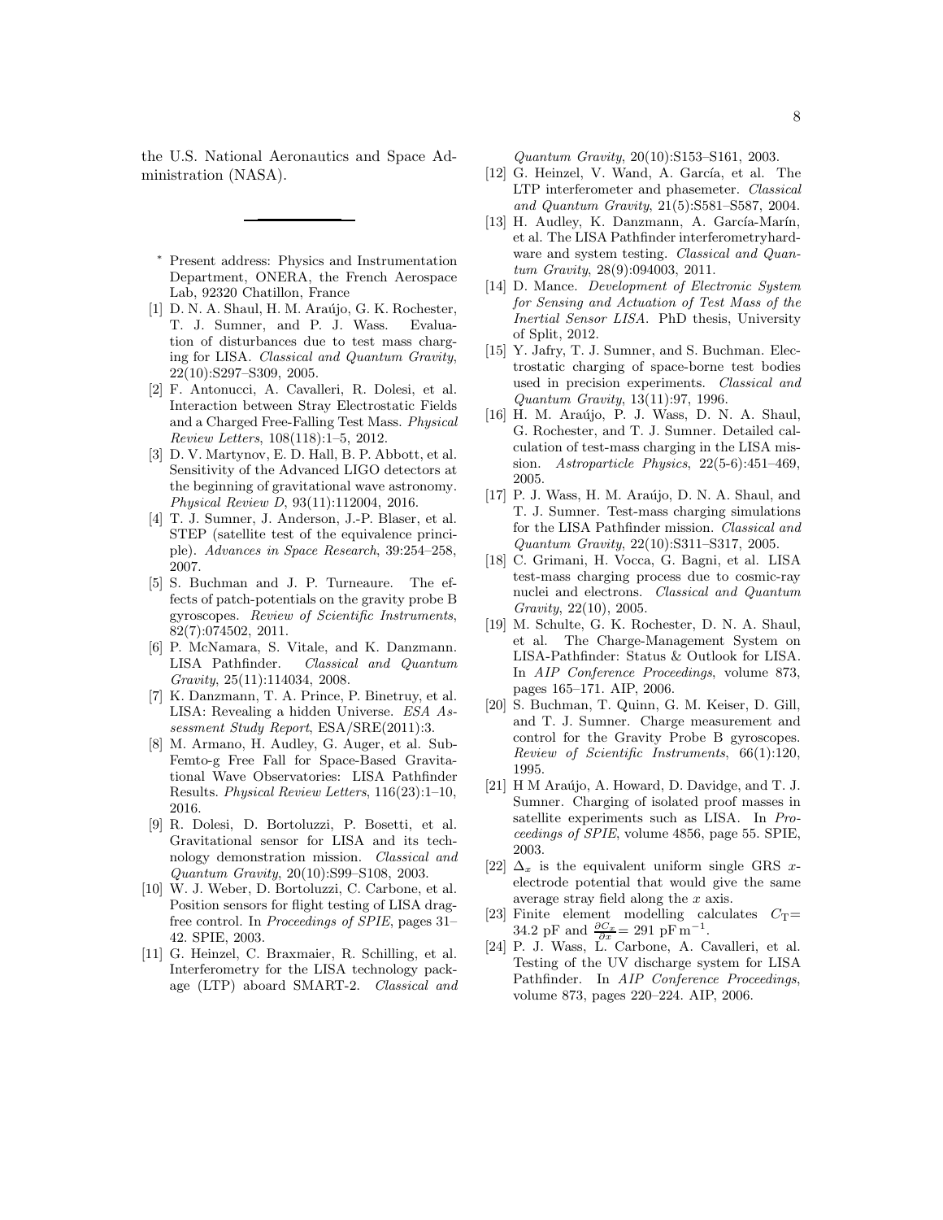the U.S. National Aeronautics and Space Administration (NASA).

---

\* Present address: Physics and Instrumentation Department, ONERA, the French Aerospace Lab, 92320 Chatillon, France

[1] D. N. A. Shaul, H. M. Araújo, G. K. Rochester, T. J. Sumner, and P. J. Wass. Evaluation of disturbances due to test mass charging for LISA. *Classical and Quantum Gravity*, 22(10):S297–S309, 2005.

[2] F. Antonucci, A. Cavalleri, R. Dolesi, et al. Interaction between Stray Electrostatic Fields and a Charged Free-Falling Test Mass. *Physical Review Letters*, 108(118):1–5, 2012.

[3] D. V. Martynov, E. D. Hall, B. P. Abbott, et al. Sensitivity of the Advanced LIGO detectors at the beginning of gravitational wave astronomy. *Physical Review D*, 93(11):112004, 2016.

[4] T. J. Sumner, J. Anderson, J.-P. Blaser, et al. STEP (satellite test of the equivalence principle). *Advances in Space Research*, 39:254–258, 2007.

[5] S. Buchman and J. P. Turneaure. The effects of patch-potentials on the gravity probe B gyroscopes. *Review of Scientific Instruments*, 82(7):074502, 2011.

[6] P. McNamara, S. Vitale, and K. Danzmann. LISA Pathfinder. *Classical and Quantum Gravity*, 25(11):114034, 2008.

[7] K. Danzmann, T. A. Prince, P. Binetruy, et al. LISA: Revealing a hidden Universe. *ESA Assessment Study Report*, ESA/SRE(2011):3.

[8] M. Armano, H. Audley, G. Auger, et al. Sub-Femto-g Free Fall for Space-Based Gravitational Wave Observatories: LISA Pathfinder Results. *Physical Review Letters*, 116(23):1–10, 2016.

[9] R. Dolesi, D. Bortoluzzi, P. Bosetti, et al. Gravitational sensor for LISA and its technology demonstration mission. *Classical and Quantum Gravity*, 20(10):S99–S108, 2003.

[10] W. J. Weber, D. Bortoluzzi, C. Carbone, et al. Position sensors for flight testing of LISA drag-free control. In *Proceedings of SPIE*, pages 31–42. SPIE, 2003.

[11] G. Heinzel, C. Braxmaier, R. Schilling, et al. Interferometry for the LISA technology package (LTP) aboard SMART-2. *Classical and Quantum Gravity*, 20(10):S153–S161, 2003.

[12] G. Heinzel, V. Wand, A. García, et al. The LTP interferometer and phasemeter. *Classical and Quantum Gravity*, 21(5):S581–S587, 2004.

[13] H. Audley, K. Danzmann, A. García-Marín, et al. The LISA Pathfinder interferometryhardware and system testing. *Classical and Quantum Gravity*, 28(9):094003, 2011.

[14] D. Mance. *Development of Electronic System for Sensing and Actuation of Test Mass of the Inertial Sensor LISA*. PhD thesis, University of Split, 2012.

[15] Y. Jafry, T. J. Sumner, and S. Buchman. Electrostatic charging of space-borne test bodies used in precision experiments. *Classical and Quantum Gravity*, 13(11):97, 1996.

[16] H. M. Araújo, P. J. Wass, D. N. A. Shaul, G. Rochester, and T. J. Sumner. Detailed calculation of test-mass charging in the LISA mission. *Astroparticle Physics*, 22(5-6):451–469, 2005.

[17] P. J. Wass, H. M. Araújo, D. N. A. Shaul, and T. J. Sumner. Test-mass charging simulations for the LISA Pathfinder mission. *Classical and Quantum Gravity*, 22(10):S311–S317, 2005.

[18] C. Grimani, H. Vocca, G. Bagni, et al. LISA test-mass charging process due to cosmic-ray nuclei and electrons. *Classical and Quantum Gravity*, 22(10), 2005.

[19] M. Schulte, G. K. Rochester, D. N. A. Shaul, et al. The Charge-Management System on LISA-Pathfinder: Status & Outlook for LISA. In *AIP Conference Proceedings*, volume 873, pages 165–171. AIP, 2006.

[20] S. Buchman, T. Quinn, G. M. Keiser, D. Gill, and T. J. Sumner. Charge measurement and control for the Gravity Probe B gyroscopes. *Review of Scientific Instruments*, 66(1):120, 1995.

[21] H M Araújo, A. Howard, D. Davidge, and T. J. Sumner. Charging of isolated proof masses in satellite experiments such as LISA. In *Proceedings of SPIE*, volume 4856, page 55. SPIE, 2003.

[22] $\Delta_x$ is the equivalent uniform single GRS $x$-electrode potential that would give the same average stray field along the $x$ axis.

[23] Finite element modelling calculates $C_{\mathrm{T}} = 34.2$ pF and $\frac{\partial C_x}{\partial x} = 291$ pF m$^{-1}$.

[24] P. J. Wass, L. Carbone, A. Cavalleri, et al. Testing of the UV discharge system for LISA Pathfinder. In *AIP Conference Proceedings*, volume 873, pages 220–224. AIP, 2006.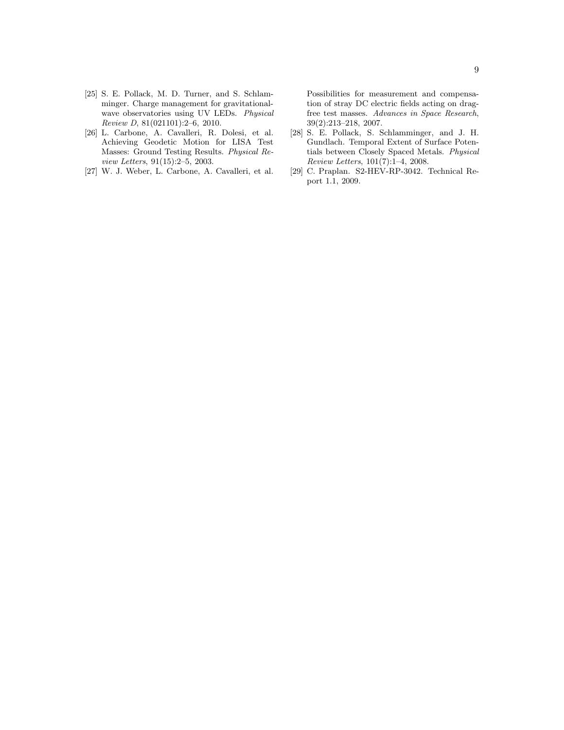[25] S. E. Pollack, M. D. Turner, and S. Schlamminger. Charge management for gravitational-wave observatories using UV LEDs. *Physical Review D*, 81(021101):2–6, 2010.

[26] L. Carbone, A. Cavalleri, R. Dolesi, et al. Achieving Geodetic Motion for LISA Test Masses: Ground Testing Results. *Physical Review Letters*, 91(15):2–5, 2003.

[27] W. J. Weber, L. Carbone, A. Cavalleri, et al. Possibilities for measurement and compensation of stray DC electric fields acting on drag-free test masses. *Advances in Space Research*, 39(2):213–218, 2007.

[28] S. E. Pollack, S. Schlamminger, and J. H. Gundlach. Temporal Extent of Surface Potentials between Closely Spaced Metals. *Physical Review Letters*, 101(7):1–4, 2008.

[29] C. Praplan. S2-HEV-RP-3042. Technical Report 1.1, 2009.